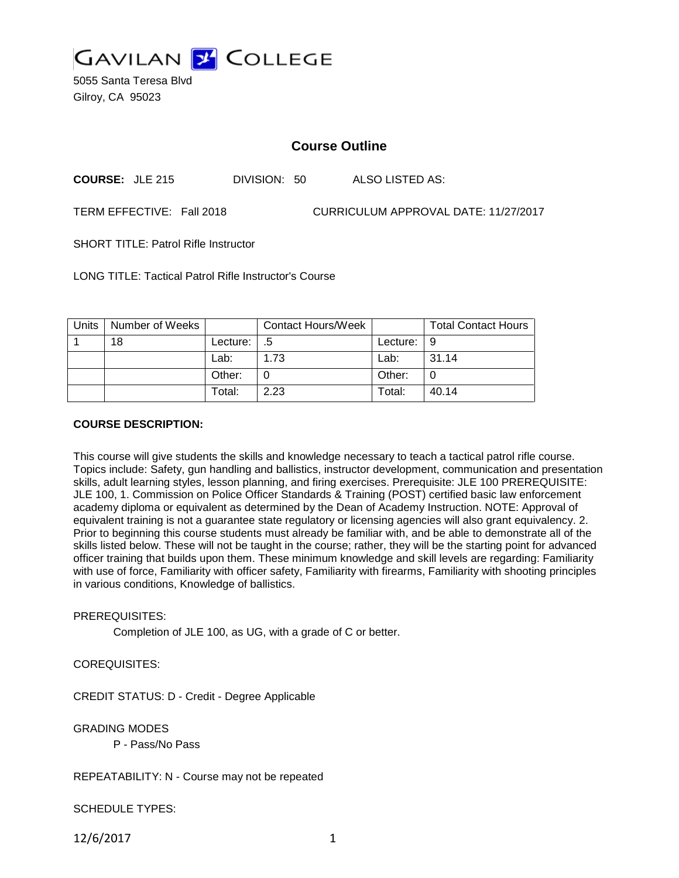# GAVILAN COLLEGE

5055 Santa Teresa Blvd
Gilroy, CA 95023

## Course Outline

**COURSE:** JLE 215 DIVISION: 50 ALSO LISTED AS:

TERM EFFECTIVE: Fall 2018 CURRICULUM APPROVAL DATE: 11/27/2017

SHORT TITLE: Patrol Rifle Instructor

LONG TITLE: Tactical Patrol Rifle Instructor's Course

| Units | Number of Weeks | | Contact Hours/Week | | Total Contact Hours |
|---|---|---|---|---|---|
| 1 | 18 | Lecture: | .5 | Lecture: | 9 |
| | | Lab: | 1.73 | Lab: | 31.14 |
| | | Other: | 0 | Other: | 0 |
| | | Total: | 2.23 | Total: | 40.14 |

**COURSE DESCRIPTION:**

This course will give students the skills and knowledge necessary to teach a tactical patrol rifle course. Topics include: Safety, gun handling and ballistics, instructor development, communication and presentation skills, adult learning styles, lesson planning, and firing exercises. Prerequisite: JLE 100 PREREQUISITE: JLE 100, 1. Commission on Police Officer Standards & Training (POST) certified basic law enforcement academy diploma or equivalent as determined by the Dean of Academy Instruction. NOTE: Approval of equivalent training is not a guarantee state regulatory or licensing agencies will also grant equivalency. 2. Prior to beginning this course students must already be familiar with, and be able to demonstrate all of the skills listed below. These will not be taught in the course; rather, they will be the starting point for advanced officer training that builds upon them. These minimum knowledge and skill levels are regarding: Familiarity with use of force, Familiarity with officer safety, Familiarity with firearms, Familiarity with shooting principles in various conditions, Knowledge of ballistics.

PREREQUISITES:

Completion of JLE 100, as UG, with a grade of C or better.

COREQUISITES:

CREDIT STATUS: D - Credit - Degree Applicable

GRADING MODES

P - Pass/No Pass

REPEATABILITY: N - Course may not be repeated

SCHEDULE TYPES: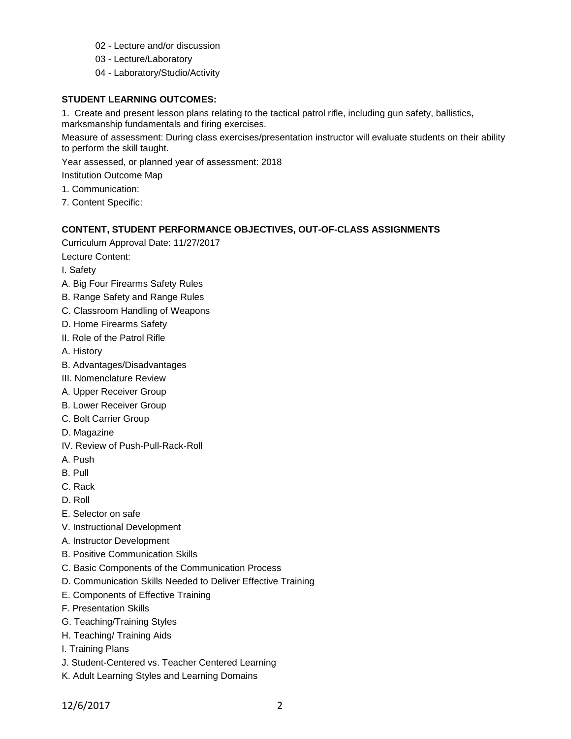02 - Lecture and/or discussion

03 - Lecture/Laboratory

04 - Laboratory/Studio/Activity

**STUDENT LEARNING OUTCOMES:**

1. Create and present lesson plans relating to the tactical patrol rifle, including gun safety, ballistics, marksmanship fundamentals and firing exercises.

Measure of assessment: During class exercises/presentation instructor will evaluate students on their ability to perform the skill taught.

Year assessed, or planned year of assessment: 2018

Institution Outcome Map

1. Communication:

7. Content Specific:

**CONTENT, STUDENT PERFORMANCE OBJECTIVES, OUT-OF-CLASS ASSIGNMENTS**

Curriculum Approval Date: 11/27/2017

Lecture Content:

I. Safety

A. Big Four Firearms Safety Rules

B. Range Safety and Range Rules

C. Classroom Handling of Weapons

D. Home Firearms Safety

II. Role of the Patrol Rifle

A. History

B. Advantages/Disadvantages

III. Nomenclature Review

A. Upper Receiver Group

B. Lower Receiver Group

C. Bolt Carrier Group

D. Magazine

IV. Review of Push-Pull-Rack-Roll

A. Push

B. Pull

C. Rack

D. Roll

E. Selector on safe

V. Instructional Development

A. Instructor Development

B. Positive Communication Skills

C. Basic Components of the Communication Process

D. Communication Skills Needed to Deliver Effective Training

E. Components of Effective Training

F. Presentation Skills

G. Teaching/Training Styles

H. Teaching/ Training Aids

I. Training Plans

J. Student-Centered vs. Teacher Centered Learning

K. Adult Learning Styles and Learning Domains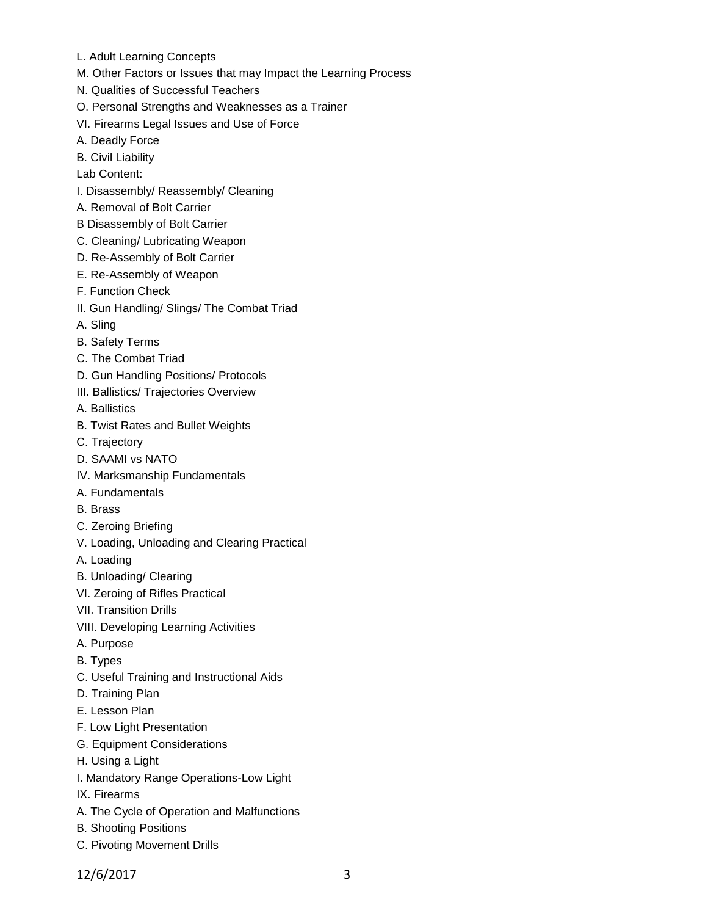L. Adult Learning Concepts

M. Other Factors or Issues that may Impact the Learning Process

N. Qualities of Successful Teachers

O. Personal Strengths and Weaknesses as a Trainer

VI. Firearms Legal Issues and Use of Force

A. Deadly Force

B. Civil Liability

Lab Content:

I. Disassembly/ Reassembly/ Cleaning

A. Removal of Bolt Carrier

B Disassembly of Bolt Carrier

C. Cleaning/ Lubricating Weapon

D. Re-Assembly of Bolt Carrier

E. Re-Assembly of Weapon

F. Function Check

II. Gun Handling/ Slings/ The Combat Triad

A. Sling

B. Safety Terms

C. The Combat Triad

D. Gun Handling Positions/ Protocols

III. Ballistics/ Trajectories Overview

A. Ballistics

B. Twist Rates and Bullet Weights

C. Trajectory

D. SAAMI vs NATO

IV. Marksmanship Fundamentals

A. Fundamentals

B. Brass

C. Zeroing Briefing

V. Loading, Unloading and Clearing Practical

A. Loading

B. Unloading/ Clearing

VI. Zeroing of Rifles Practical

VII. Transition Drills

VIII. Developing Learning Activities

A. Purpose

B. Types

C. Useful Training and Instructional Aids

D. Training Plan

E. Lesson Plan

F. Low Light Presentation

G. Equipment Considerations

H. Using a Light

I. Mandatory Range Operations-Low Light

IX. Firearms

A. The Cycle of Operation and Malfunctions

B. Shooting Positions

C. Pivoting Movement Drills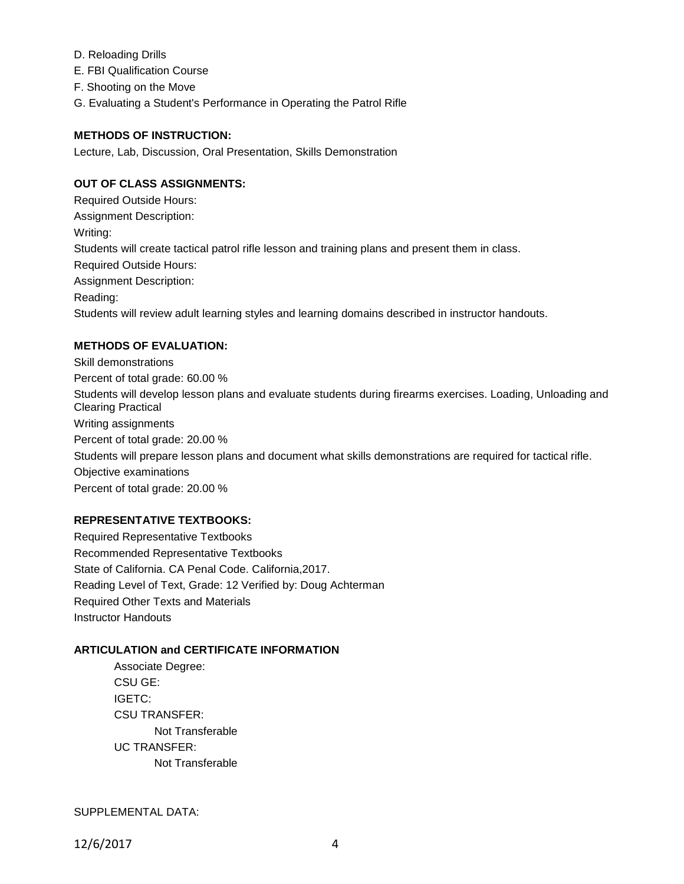D. Reloading Drills
E. FBI Qualification Course
F. Shooting on the Move
G. Evaluating a Student's Performance in Operating the Patrol Rifle

**METHODS OF INSTRUCTION:**

Lecture, Lab, Discussion, Oral Presentation, Skills Demonstration

**OUT OF CLASS ASSIGNMENTS:**

Required Outside Hours:
Assignment Description:
Writing:
Students will create tactical patrol rifle lesson and training plans and present them in class.
Required Outside Hours:
Assignment Description:
Reading:
Students will review adult learning styles and learning domains described in instructor handouts.

**METHODS OF EVALUATION:**

Skill demonstrations
Percent of total grade: 60.00 %
Students will develop lesson plans and evaluate students during firearms exercises. Loading, Unloading and Clearing Practical
Writing assignments
Percent of total grade: 20.00 %
Students will prepare lesson plans and document what skills demonstrations are required for tactical rifle.
Objective examinations
Percent of total grade: 20.00 %

**REPRESENTATIVE TEXTBOOKS:**

Required Representative Textbooks
Recommended Representative Textbooks
State of California. CA Penal Code. California,2017.
Reading Level of Text, Grade: 12 Verified by: Doug Achterman
Required Other Texts and Materials
Instructor Handouts

**ARTICULATION and CERTIFICATE INFORMATION**

Associate Degree:
CSU GE:
IGETC:
CSU TRANSFER:
Not Transferable
UC TRANSFER:
Not Transferable

SUPPLEMENTAL DATA: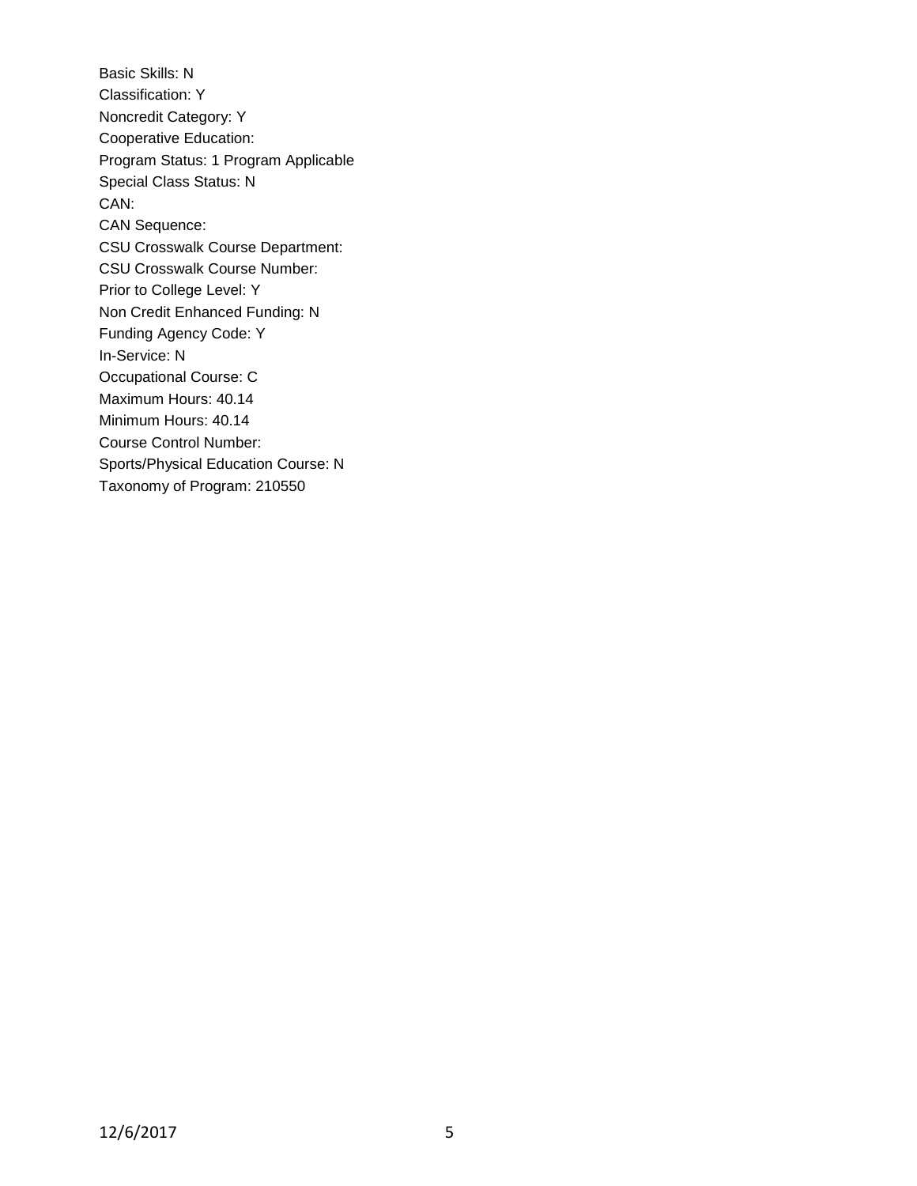Basic Skills: N
Classification: Y
Noncredit Category: Y
Cooperative Education:
Program Status: 1 Program Applicable
Special Class Status: N
CAN:
CAN Sequence:
CSU Crosswalk Course Department:
CSU Crosswalk Course Number:
Prior to College Level: Y
Non Credit Enhanced Funding: N
Funding Agency Code: Y
In-Service: N
Occupational Course: C
Maximum Hours: 40.14
Minimum Hours: 40.14
Course Control Number:
Sports/Physical Education Course: N
Taxonomy of Program: 210550